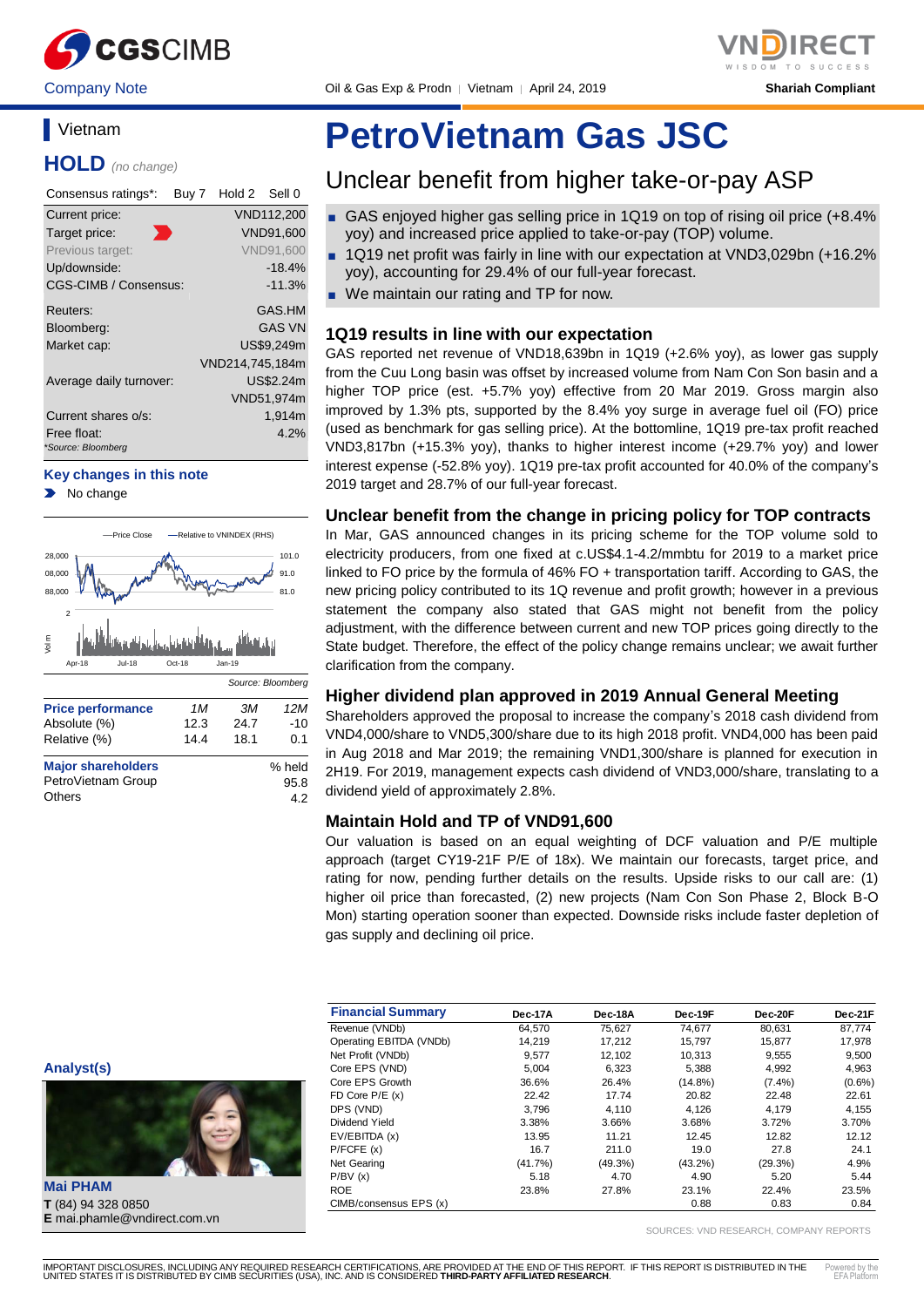CGSCIMB | VNDIRECT — WISDOM TO SUCCESS

Company Note | Oil & Gas Exp & Prodn | Vietnam | April 24, 2019 | Shariah Compliant

## Vietnam

**HOLD** *(no change)*

| Consensus ratings*: | Buy 7 | Hold 2 | Sell 0 |
|---|---|---|---|

| | |
|---|---|
| Current price: | VND112,200 |
| Target price: | VND91,600 |
| Previous target: | VND91,600 |
| Up/downside: | -18.4% |
| CGS-CIMB / Consensus: | -11.3% |
| Reuters: | GAS.HM |
| Bloomberg: | GAS VN |
| Market cap: | US$9,249m |
| | VND214,745,184m |
| Average daily turnover: | US$2.24m |
| | VND51,974m |
| Current shares o/s: | 1,914m |
| Free float: | 4.2% |

*Source: Bloomberg

**Key changes in this note**

- No change

Source: Bloomberg

| Price performance | 1M | 3M | 12M |
|---|---|---|---|
| Absolute (%) | 12.3 | 24.7 | -10 |
| Relative (%) | 14.4 | 18.1 | 0.1 |

| Major shareholders | % held |
|---|---|
| PetroVietnam Group | 95.8 |
| Others | 4.2 |

# PetroVietnam Gas JSC

## Unclear benefit from higher take-or-pay ASP

- GAS enjoyed higher gas selling price in 1Q19 on top of rising oil price (+8.4% yoy) and increased price applied to take-or-pay (TOP) volume.
- 1Q19 net profit was fairly in line with our expectation at VND3,029bn (+16.2% yoy), accounting for 29.4% of our full-year forecast.
- We maintain our rating and TP for now.

### 1Q19 results in line with our expectation

GAS reported net revenue of VND18,639bn in 1Q19 (+2.6% yoy), as lower gas supply from the Cuu Long basin was offset by increased volume from Nam Con Son basin and a higher TOP price (est. +5.7% yoy) effective from 20 Mar 2019. Gross margin also improved by 1.3% pts, supported by the 8.4% yoy surge in average fuel oil (FO) price (used as benchmark for gas selling price). At the bottomline, 1Q19 pre-tax profit reached VND3,817bn (+15.3% yoy), thanks to higher interest income (+29.7% yoy) and lower interest expense (-52.8% yoy). 1Q19 pre-tax profit accounted for 40.0% of the company's 2019 target and 28.7% of our full-year forecast.

### Unclear benefit from the change in pricing policy for TOP contracts

In Mar, GAS announced changes in its pricing scheme for the TOP volume sold to electricity producers, from one fixed at c.US$4.1-4.2/mmbtu for 2019 to a market price linked to FO price by the formula of 46% FO + transportation tariff. According to GAS, the new pricing policy contributed to its 1Q revenue and profit growth; however in a previous statement the company also stated that GAS might not benefit from the policy adjustment, with the difference between current and new TOP prices going directly to the State budget. Therefore, the effect of the policy change remains unclear; we await further clarification from the company.

### Higher dividend plan approved in 2019 Annual General Meeting

Shareholders approved the proposal to increase the company's 2018 cash dividend from VND4,000/share to VND5,300/share due to its high 2018 profit. VND4,000 has been paid in Aug 2018 and Mar 2019; the remaining VND1,300/share is planned for execution in 2H19. For 2019, management expects cash dividend of VND3,000/share, translating to a dividend yield of approximately 2.8%.

### Maintain Hold and TP of VND91,600

Our valuation is based on an equal weighting of DCF valuation and P/E multiple approach (target CY19-21F P/E of 18x). We maintain our forecasts, target price, and rating for now, pending further details on the results. Upside risks to our call are: (1) higher oil price than forecasted, (2) new projects (Nam Con Son Phase 2, Block B-O Mon) starting operation sooner than expected. Downside risks include faster depletion of gas supply and declining oil price.

**Analyst(s)**

**Mai PHAM**
**T** (84) 94 328 0850
**E** mai.phamle@vndirect.com.vn

| Financial Summary | Dec-17A | Dec-18A | Dec-19F | Dec-20F | Dec-21F |
|---|---|---|---|---|---|
| Revenue (VNDb) | 64,570 | 75,627 | 74,677 | 80,631 | 87,774 |
| Operating EBITDA (VNDb) | 14,219 | 17,212 | 15,797 | 15,877 | 17,978 |
| Net Profit (VNDb) | 9,577 | 12,102 | 10,313 | 9,555 | 9,500 |
| Core EPS (VND) | 5,004 | 6,323 | 5,388 | 4,992 | 4,963 |
| Core EPS Growth | 36.6% | 26.4% | (14.8%) | (7.4%) | (0.6%) |
| FD Core P/E (x) | 22.42 | 17.74 | 20.82 | 22.48 | 22.61 |
| DPS (VND) | 3,796 | 4,110 | 4,126 | 4,179 | 4,155 |
| Dividend Yield | 3.38% | 3.66% | 3.68% | 3.72% | 3.70% |
| EV/EBITDA (x) | 13.95 | 11.21 | 12.45 | 12.82 | 12.12 |
| P/FCFE (x) | 16.7 | 211.0 | 19.0 | 27.8 | 24.1 |
| Net Gearing | (41.7%) | (49.3%) | (43.2%) | (29.3%) | 4.9% |
| P/BV (x) | 5.18 | 4.70 | 4.90 | 5.20 | 5.44 |
| ROE | 23.8% | 27.8% | 23.1% | 22.4% | 23.5% |
| CIMB/consensus EPS (x) | | | 0.88 | 0.83 | 0.84 |

SOURCES: VND RESEARCH, COMPANY REPORTS

IMPORTANT DISCLOSURES, INCLUDING ANY REQUIRED RESEARCH CERTIFICATIONS, ARE PROVIDED AT THE END OF THIS REPORT. IF THIS REPORT IS DISTRIBUTED IN THE UNITED STATES IT IS DISTRIBUTED BY CIMB SECURITIES (USA), INC. AND IS CONSIDERED **THIRD-PARTY AFFILIATED RESEARCH**.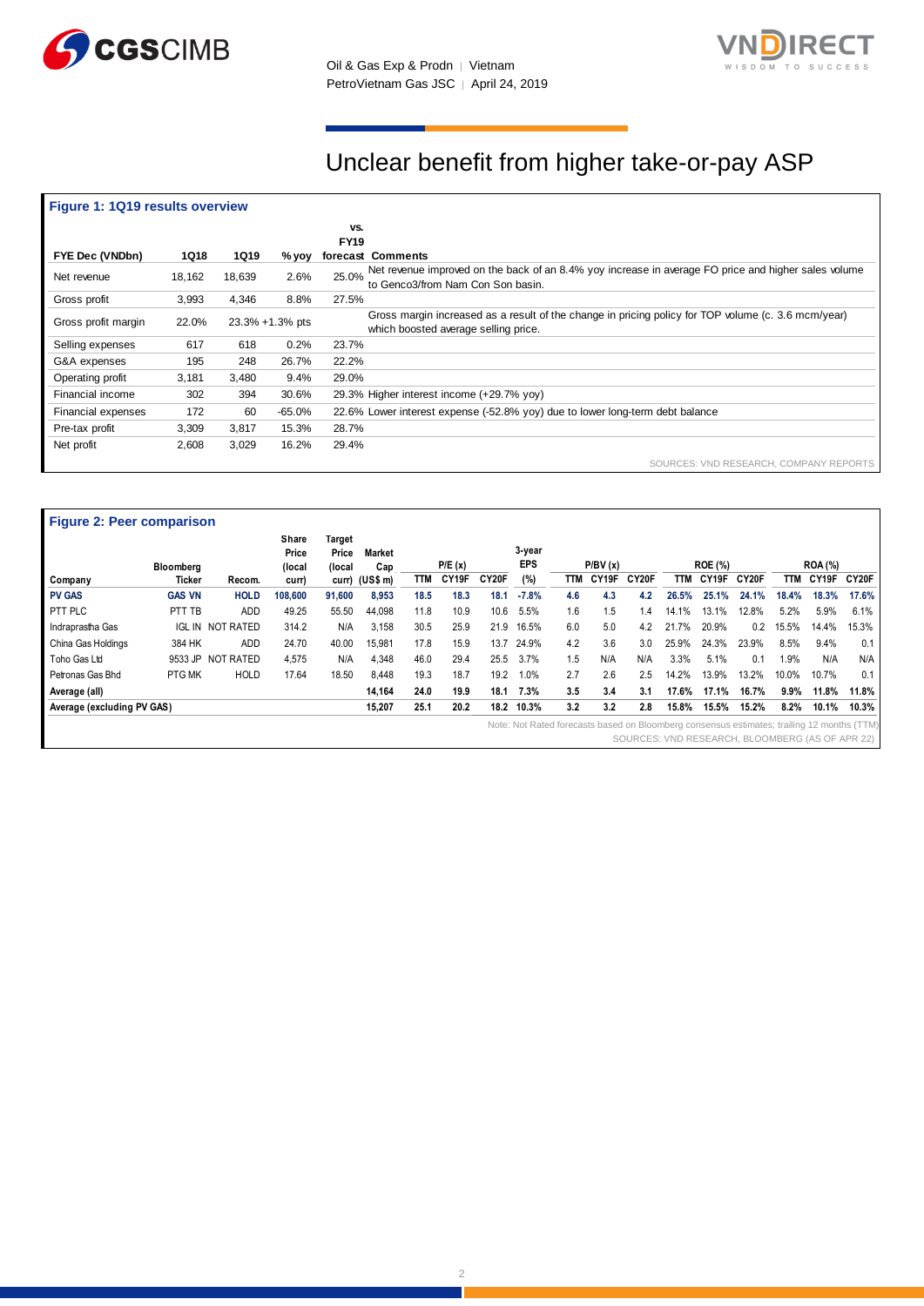# Unclear benefit from higher take-or-pay ASP

**Figure 1: 1Q19 results overview**

| FYE Dec (VNDbn) | 1Q18 | 1Q19 | % yoy | vs. FY19 forecast | Comments |
|---|---|---|---|---|---|
| Net revenue | 18,162 | 18,639 | 2.6% | 25.0% | Net revenue improved on the back of an 8.4% yoy increase in average FO price and higher sales volume to Genco3/from Nam Con Son basin. |
| Gross profit | 3,993 | 4,346 | 8.8% | 27.5% | |
| Gross profit margin | 22.0% | 23.3% | +1.3% pts | | Gross margin increased as a result of the change in pricing policy for TOP volume (c. 3.6 mcm/year) which boosted average selling price. |
| Selling expenses | 617 | 618 | 0.2% | 23.7% | |
| G&A expenses | 195 | 248 | 26.7% | 22.2% | |
| Operating profit | 3,181 | 3,480 | 9.4% | 29.0% | |
| Financial income | 302 | 394 | 30.6% | 29.3% | Higher interest income (+29.7% yoy) |
| Financial expenses | 172 | 60 | -65.0% | 22.6% | Lower interest expense (-52.8% yoy) due to lower long-term debt balance |
| Pre-tax profit | 3,309 | 3,817 | 15.3% | 28.7% | |
| Net profit | 2,608 | 3,029 | 16.2% | 29.4% | |

SOURCES: VND RESEARCH, COMPANY REPORTS

**Figure 2: Peer comparison**

| Company | Bloomberg Ticker | Recom. | Share Price (local curr) | Target Price (local curr) | Market Cap (US$ m) | P/E (x) TTM | P/E (x) CY19F | P/E (x) CY20F | 3-year EPS (%) | P/BV (x) TTM | P/BV (x) CY19F | P/BV (x) CY20F | ROE (%) TTM | ROE (%) CY19F | ROE (%) CY20F | ROA (%) TTM | ROA (%) CY19F | ROA (%) CY20F |
|---|---|---|---|---|---|---|---|---|---|---|---|---|---|---|---|---|---|---|
| **PV GAS** | **GAS VN** | **HOLD** | **108,600** | **91,600** | **8,953** | **18.5** | **18.3** | **18.1** | **-7.8%** | **4.6** | **4.3** | **4.2** | **26.5%** | **25.1%** | **24.1%** | **18.4%** | **18.3%** | **17.6%** |
| PTT PLC | PTT TB | ADD | 49.25 | 55.50 | 44,098 | 11.8 | 10.9 | 10.6 | 5.5% | 1.6 | 1.5 | 1.4 | 14.1% | 13.1% | 12.8% | 5.2% | 5.9% | 6.1% |
| Indraprastha Gas | IGL IN | NOT RATED | 314.2 | N/A | 3,158 | 30.5 | 25.9 | 21.9 | 16.5% | 6.0 | 5.0 | 4.2 | 21.7% | 20.9% | 0.2 | 15.5% | 14.4% | 15.3% |
| China Gas Holdings | 384 HK | ADD | 24.70 | 40.00 | 15,981 | 17.8 | 15.9 | 13.7 | 24.9% | 4.2 | 3.6 | 3.0 | 25.9% | 24.3% | 23.9% | 8.5% | 9.4% | 0.1 |
| Toho Gas Ltd | 9533 JP | NOT RATED | 4,575 | N/A | 4,348 | 46.0 | 29.4 | 25.5 | 3.7% | 1.5 | N/A | N/A | 3.3% | 5.1% | 0.1 | 1.9% | N/A | N/A |
| Petronas Gas Bhd | PTG MK | HOLD | 17.64 | 18.50 | 8,448 | 19.3 | 18.7 | 19.2 | 1.0% | 2.7 | 2.6 | 2.5 | 14.2% | 13.9% | 13.2% | 10.0% | 10.7% | 0.1 |
| **Average (all)** | | | | | **14,164** | **24.0** | **19.9** | **18.1** | **7.3%** | **3.5** | **3.4** | **3.1** | **17.6%** | **17.1%** | **16.7%** | **9.9%** | **11.8%** | **11.8%** |
| **Average (excluding PV GAS)** | | | | | **15,207** | **25.1** | **20.2** | **18.2** | **10.3%** | **3.2** | **3.2** | **2.8** | **15.8%** | **15.5%** | **15.2%** | **8.2%** | **10.1%** | **10.3%** |

Note: Not Rated forecasts based on Bloomberg consensus estimates; trailing 12 months (TTM)

SOURCES: VND RESEARCH, BLOOMBERG (AS OF APR 22)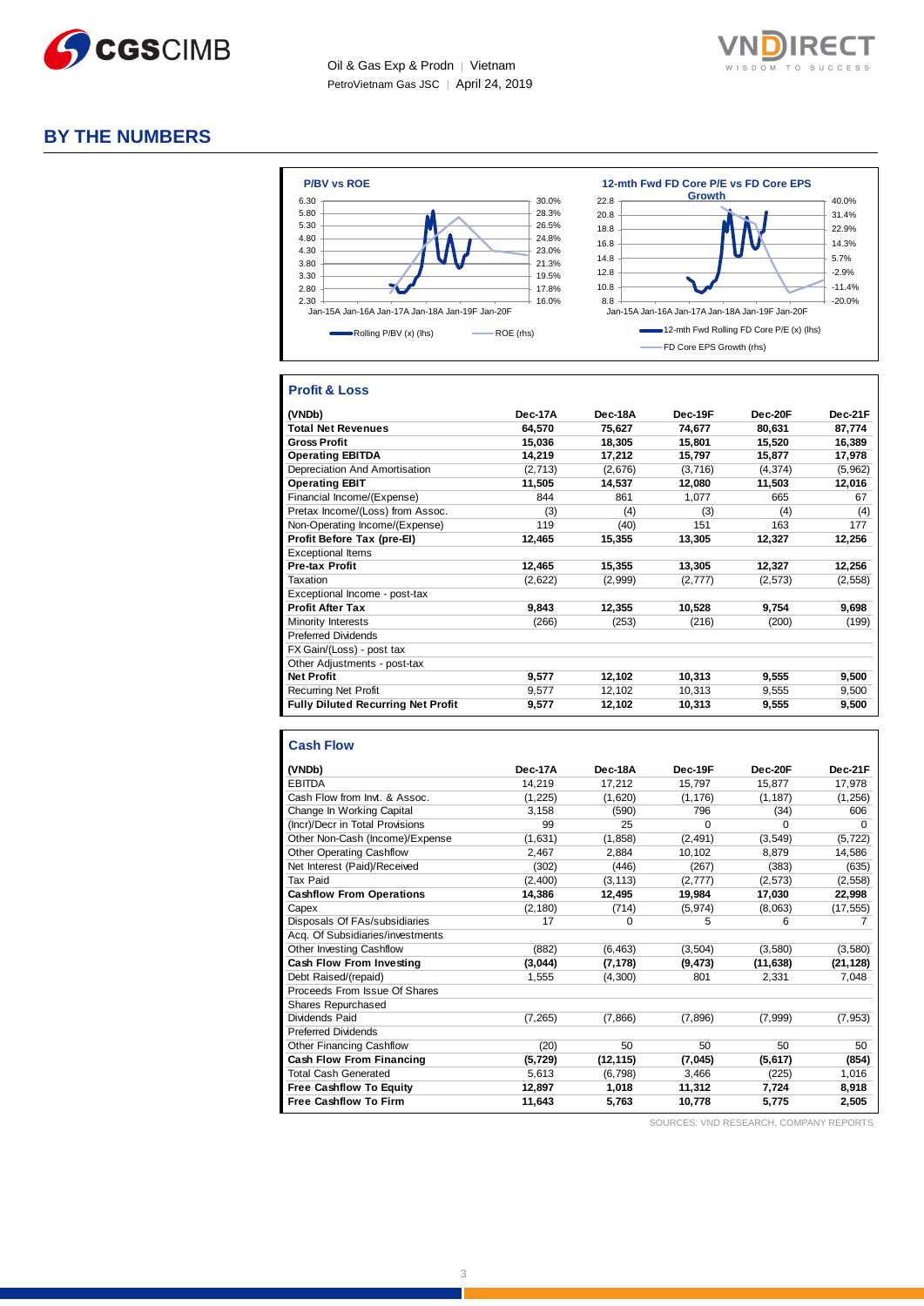# BY THE NUMBERS

**P/BV vs ROE**

Jan-15A Jan-16A Jan-17A Jan-18A Jan-19F Jan-20F

Rolling P/BV (x) (lhs) — ROE (rhs)

**12-mth Fwd FD Core P/E vs FD Core EPS Growth**

Jan-15A Jan-16A Jan-17A Jan-18A Jan-19F Jan-20F

12-mth Fwd Rolling FD Core P/E (x) (lhs) — FD Core EPS Growth (rhs)

## Profit & Loss

| (VNDb) | Dec-17A | Dec-18A | Dec-19F | Dec-20F | Dec-21F |
|---|---|---|---|---|---|
| **Total Net Revenues** | **64,570** | **75,627** | **74,677** | **80,631** | **87,774** |
| **Gross Profit** | **15,036** | **18,305** | **15,801** | **15,520** | **16,389** |
| **Operating EBITDA** | **14,219** | **17,212** | **15,797** | **15,877** | **17,978** |
| Depreciation And Amortisation | (2,713) | (2,676) | (3,716) | (4,374) | (5,962) |
| **Operating EBIT** | **11,505** | **14,537** | **12,080** | **11,503** | **12,016** |
| Financial Income/(Expense) | 844 | 861 | 1,077 | 665 | 67 |
| Pretax Income/(Loss) from Assoc. | (3) | (4) | (3) | (4) | (4) |
| Non-Operating Income/(Expense) | 119 | (40) | 151 | 163 | 177 |
| **Profit Before Tax (pre-EI)** | **12,465** | **15,355** | **13,305** | **12,327** | **12,256** |
| Exceptional Items | | | | | |
| **Pre-tax Profit** | **12,465** | **15,355** | **13,305** | **12,327** | **12,256** |
| Taxation | (2,622) | (2,999) | (2,777) | (2,573) | (2,558) |
| Exceptional Income - post-tax | | | | | |
| **Profit After Tax** | **9,843** | **12,355** | **10,528** | **9,754** | **9,698** |
| Minority Interests | (266) | (253) | (216) | (200) | (199) |
| Preferred Dividends | | | | | |
| FX Gain/(Loss) - post tax | | | | | |
| Other Adjustments - post-tax | | | | | |
| **Net Profit** | **9,577** | **12,102** | **10,313** | **9,555** | **9,500** |
| Recurring Net Profit | 9,577 | 12,102 | 10,313 | 9,555 | 9,500 |
| **Fully Diluted Recurring Net Profit** | **9,577** | **12,102** | **10,313** | **9,555** | **9,500** |

## Cash Flow

| (VNDb) | Dec-17A | Dec-18A | Dec-19F | Dec-20F | Dec-21F |
|---|---|---|---|---|---|
| EBITDA | 14,219 | 17,212 | 15,797 | 15,877 | 17,978 |
| Cash Flow from Invt. & Assoc. | (1,225) | (1,620) | (1,176) | (1,187) | (1,256) |
| Change In Working Capital | 3,158 | (590) | 796 | (34) | 606 |
| (Incr)/Decr in Total Provisions | 99 | 25 | 0 | 0 | 0 |
| Other Non-Cash (Income)/Expense | (1,631) | (1,858) | (2,491) | (3,549) | (5,722) |
| Other Operating Cashflow | 2,467 | 2,884 | 10,102 | 8,879 | 14,586 |
| Net Interest (Paid)/Received | (302) | (446) | (267) | (383) | (635) |
| Tax Paid | (2,400) | (3,113) | (2,777) | (2,573) | (2,558) |
| **Cashflow From Operations** | **14,386** | **12,495** | **19,984** | **17,030** | **22,998** |
| Capex | (2,180) | (714) | (5,974) | (8,063) | (17,555) |
| Disposals Of FAs/subsidiaries | 17 | 0 | 5 | 6 | 7 |
| Acq. Of Subsidiaries/investments | | | | | |
| Other Investing Cashflow | (882) | (6,463) | (3,504) | (3,580) | (3,580) |
| **Cash Flow From Investing** | **(3,044)** | **(7,178)** | **(9,473)** | **(11,638)** | **(21,128)** |
| Debt Raised/(repaid) | 1,555 | (4,300) | 801 | 2,331 | 7,048 |
| Proceeds From Issue Of Shares | | | | | |
| Shares Repurchased | | | | | |
| Dividends Paid | (7,265) | (7,866) | (7,896) | (7,999) | (7,953) |
| Preferred Dividends | | | | | |
| Other Financing Cashflow | (20) | 50 | 50 | 50 | 50 |
| **Cash Flow From Financing** | **(5,729)** | **(12,115)** | **(7,045)** | **(5,617)** | **(854)** |
| Total Cash Generated | 5,613 | (6,798) | 3,466 | (225) | 1,016 |
| **Free Cashflow To Equity** | **12,897** | **1,018** | **11,312** | **7,724** | **8,918** |
| **Free Cashflow To Firm** | **11,643** | **5,763** | **10,778** | **5,775** | **2,505** |

SOURCES: VND RESEARCH, COMPANY REPORTS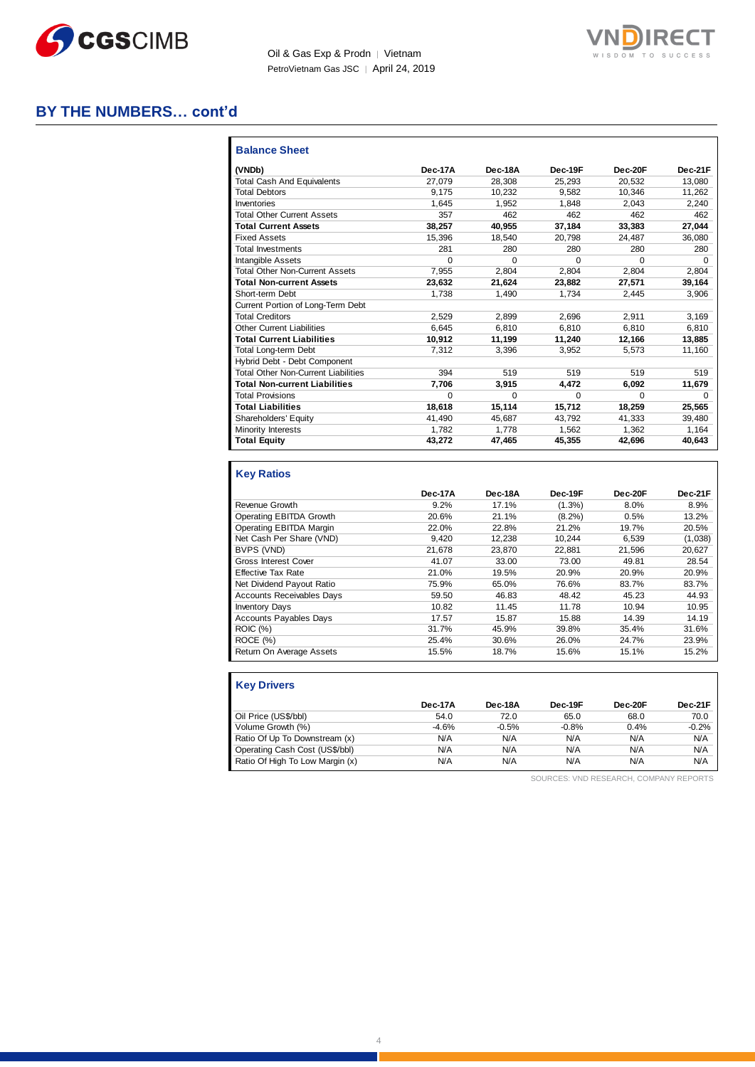## BY THE NUMBERS… cont'd

### Balance Sheet

| (VNDb) | Dec-17A | Dec-18A | Dec-19F | Dec-20F | Dec-21F |
|---|---|---|---|---|---|
| Total Cash And Equivalents | 27,079 | 28,308 | 25,293 | 20,532 | 13,080 |
| Total Debtors | 9,175 | 10,232 | 9,582 | 10,346 | 11,262 |
| Inventories | 1,645 | 1,952 | 1,848 | 2,043 | 2,240 |
| Total Other Current Assets | 357 | 462 | 462 | 462 | 462 |
| **Total Current Assets** | **38,257** | **40,955** | **37,184** | **33,383** | **27,044** |
| Fixed Assets | 15,396 | 18,540 | 20,798 | 24,487 | 36,080 |
| Total Investments | 281 | 280 | 280 | 280 | 280 |
| Intangible Assets | 0 | 0 | 0 | 0 | 0 |
| Total Other Non-Current Assets | 7,955 | 2,804 | 2,804 | 2,804 | 2,804 |
| **Total Non-current Assets** | **23,632** | **21,624** | **23,882** | **27,571** | **39,164** |
| Short-term Debt | 1,738 | 1,490 | 1,734 | 2,445 | 3,906 |
| Current Portion of Long-Term Debt | | | | | |
| Total Creditors | 2,529 | 2,899 | 2,696 | 2,911 | 3,169 |
| Other Current Liabilities | 6,645 | 6,810 | 6,810 | 6,810 | 6,810 |
| **Total Current Liabilities** | **10,912** | **11,199** | **11,240** | **12,166** | **13,885** |
| Total Long-term Debt | 7,312 | 3,396 | 3,952 | 5,573 | 11,160 |
| Hybrid Debt - Debt Component | | | | | |
| Total Other Non-Current Liabilities | 394 | 519 | 519 | 519 | 519 |
| **Total Non-current Liabilities** | **7,706** | **3,915** | **4,472** | **6,092** | **11,679** |
| Total Provisions | 0 | 0 | 0 | 0 | 0 |
| **Total Liabilities** | **18,618** | **15,114** | **15,712** | **18,259** | **25,565** |
| Shareholders' Equity | 41,490 | 45,687 | 43,792 | 41,333 | 39,480 |
| Minority Interests | 1,782 | 1,778 | 1,562 | 1,362 | 1,164 |
| **Total Equity** | **43,272** | **47,465** | **45,355** | **42,696** | **40,643** |

### Key Ratios

| | Dec-17A | Dec-18A | Dec-19F | Dec-20F | Dec-21F |
|---|---|---|---|---|---|
| Revenue Growth | 9.2% | 17.1% | (1.3%) | 8.0% | 8.9% |
| Operating EBITDA Growth | 20.6% | 21.1% | (8.2%) | 0.5% | 13.2% |
| Operating EBITDA Margin | 22.0% | 22.8% | 21.2% | 19.7% | 20.5% |
| Net Cash Per Share (VND) | 9,420 | 12,238 | 10,244 | 6,539 | (1,038) |
| BVPS (VND) | 21,678 | 23,870 | 22,881 | 21,596 | 20,627 |
| Gross Interest Cover | 41.07 | 33.00 | 73.00 | 49.81 | 28.54 |
| Effective Tax Rate | 21.0% | 19.5% | 20.9% | 20.9% | 20.9% |
| Net Dividend Payout Ratio | 75.9% | 65.0% | 76.6% | 83.7% | 83.7% |
| Accounts Receivables Days | 59.50 | 46.83 | 48.42 | 45.23 | 44.93 |
| Inventory Days | 10.82 | 11.45 | 11.78 | 10.94 | 10.95 |
| Accounts Payables Days | 17.57 | 15.87 | 15.88 | 14.39 | 14.19 |
| ROIC (%) | 31.7% | 45.9% | 39.8% | 35.4% | 31.6% |
| ROCE (%) | 25.4% | 30.6% | 26.0% | 24.7% | 23.9% |
| Return On Average Assets | 15.5% | 18.7% | 15.6% | 15.1% | 15.2% |

### Key Drivers

| | Dec-17A | Dec-18A | Dec-19F | Dec-20F | Dec-21F |
|---|---|---|---|---|---|
| Oil Price (US$/bbl) | 54.0 | 72.0 | 65.0 | 68.0 | 70.0 |
| Volume Growth (%) | -4.6% | -0.5% | -0.8% | 0.4% | -0.2% |
| Ratio Of Up To Downstream (x) | N/A | N/A | N/A | N/A | N/A |
| Operating Cash Cost (US$/bbl) | N/A | N/A | N/A | N/A | N/A |
| Ratio Of High To Low Margin (x) | N/A | N/A | N/A | N/A | N/A |

SOURCES: VND RESEARCH, COMPANY REPORTS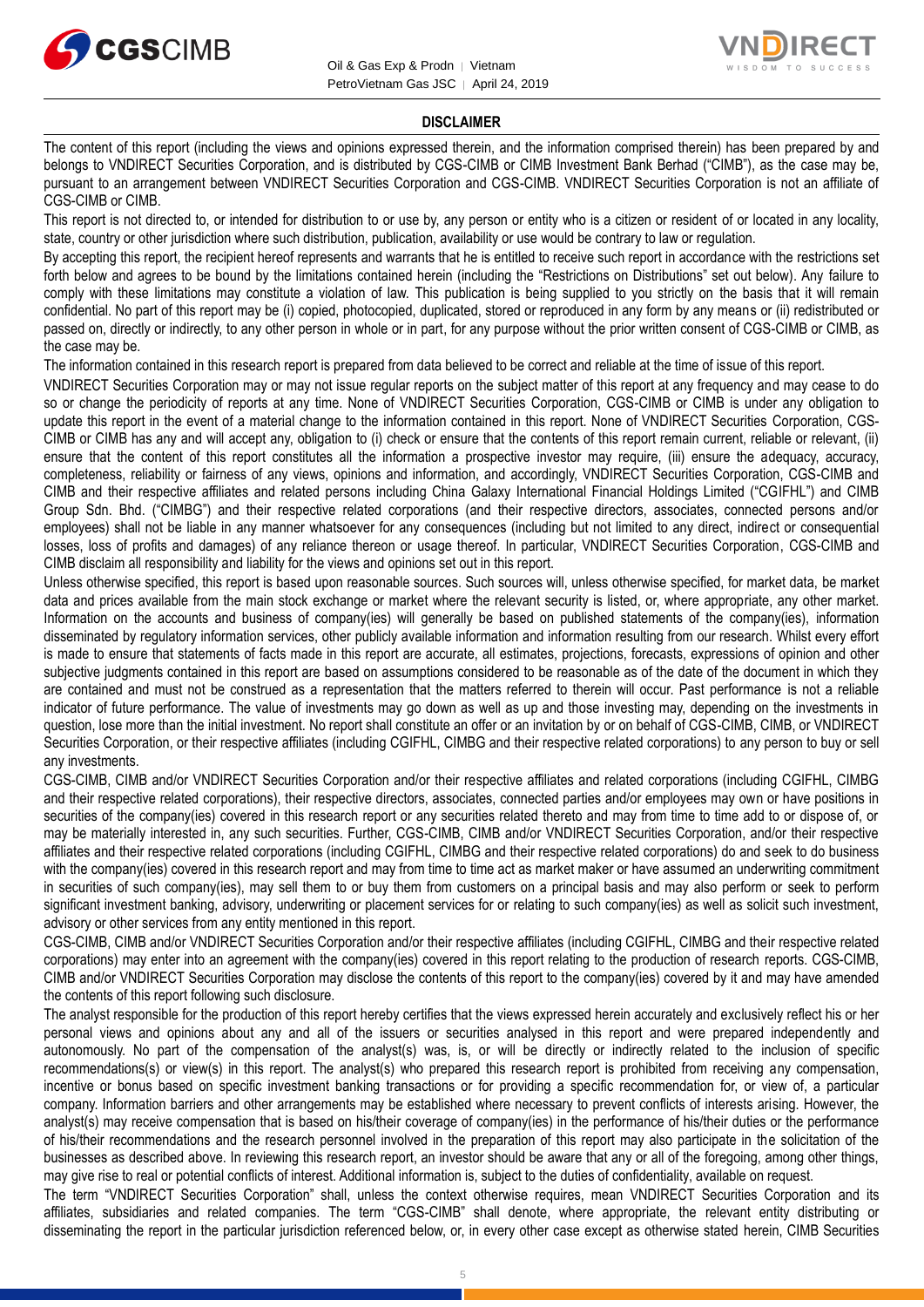## DISCLAIMER

The content of this report (including the views and opinions expressed therein, and the information comprised therein) has been prepared by and belongs to VNDIRECT Securities Corporation, and is distributed by CGS-CIMB or CIMB Investment Bank Berhad ("CIMB"), as the case may be, pursuant to an arrangement between VNDIRECT Securities Corporation and CGS-CIMB. VNDIRECT Securities Corporation is not an affiliate of CGS-CIMB or CIMB.

This report is not directed to, or intended for distribution to or use by, any person or entity who is a citizen or resident of or located in any locality, state, country or other jurisdiction where such distribution, publication, availability or use would be contrary to law or regulation.

By accepting this report, the recipient hereof represents and warrants that he is entitled to receive such report in accordance with the restrictions set forth below and agrees to be bound by the limitations contained herein (including the "Restrictions on Distributions" set out below). Any failure to comply with these limitations may constitute a violation of law. This publication is being supplied to you strictly on the basis that it will remain confidential. No part of this report may be (i) copied, photocopied, duplicated, stored or reproduced in any form by any means or (ii) redistributed or passed on, directly or indirectly, to any other person in whole or in part, for any purpose without the prior written consent of CGS-CIMB or CIMB, as the case may be.

The information contained in this research report is prepared from data believed to be correct and reliable at the time of issue of this report.

VNDIRECT Securities Corporation may or may not issue regular reports on the subject matter of this report at any frequency and may cease to do so or change the periodicity of reports at any time. None of VNDIRECT Securities Corporation, CGS-CIMB or CIMB is under any obligation to update this report in the event of a material change to the information contained in this report. None of VNDIRECT Securities Corporation, CGS-CIMB or CIMB has any and will accept any, obligation to (i) check or ensure that the contents of this report remain current, reliable or relevant, (ii) ensure that the content of this report constitutes all the information a prospective investor may require, (iii) ensure the adequacy, accuracy, completeness, reliability or fairness of any views, opinions and information, and accordingly, VNDIRECT Securities Corporation, CGS-CIMB and CIMB and their respective affiliates and related persons including China Galaxy International Financial Holdings Limited ("CGIFHL") and CIMB Group Sdn. Bhd. ("CIMBG") and their respective related corporations (and their respective directors, associates, connected persons and/or employees) shall not be liable in any manner whatsoever for any consequences (including but not limited to any direct, indirect or consequential losses, loss of profits and damages) of any reliance thereon or usage thereof. In particular, VNDIRECT Securities Corporation, CGS-CIMB and CIMB disclaim all responsibility and liability for the views and opinions set out in this report.

Unless otherwise specified, this report is based upon reasonable sources. Such sources will, unless otherwise specified, for market data, be market data and prices available from the main stock exchange or market where the relevant security is listed, or, where appropriate, any other market. Information on the accounts and business of company(ies) will generally be based on published statements of the company(ies), information disseminated by regulatory information services, other publicly available information and information resulting from our research. Whilst every effort is made to ensure that statements of facts made in this report are accurate, all estimates, projections, forecasts, expressions of opinion and other subjective judgments contained in this report are based on assumptions considered to be reasonable as of the date of the document in which they are contained and must not be construed as a representation that the matters referred to therein will occur. Past performance is not a reliable indicator of future performance. The value of investments may go down as well as up and those investing may, depending on the investments in question, lose more than the initial investment. No report shall constitute an offer or an invitation by or on behalf of CGS-CIMB, CIMB, or VNDIRECT Securities Corporation, or their respective affiliates (including CGIFHL, CIMBG and their respective related corporations) to any person to buy or sell any investments.

CGS-CIMB, CIMB and/or VNDIRECT Securities Corporation and/or their respective affiliates and related corporations (including CGIFHL, CIMBG and their respective related corporations), their respective directors, associates, connected parties and/or employees may own or have positions in securities of the company(ies) covered in this research report or any securities related thereto and may from time to time add to or dispose of, or may be materially interested in, any such securities. Further, CGS-CIMB, CIMB and/or VNDIRECT Securities Corporation, and/or their respective affiliates and their respective related corporations (including CGIFHL, CIMBG and their respective related corporations) do and seek to do business with the company(ies) covered in this research report and may from time to time act as market maker or have assumed an underwriting commitment in securities of such company(ies), may sell them to or buy them from customers on a principal basis and may also perform or seek to perform significant investment banking, advisory, underwriting or placement services for or relating to such company(ies) as well as solicit such investment, advisory or other services from any entity mentioned in this report.

CGS-CIMB, CIMB and/or VNDIRECT Securities Corporation and/or their respective affiliates (including CGIFHL, CIMBG and their respective related corporations) may enter into an agreement with the company(ies) covered in this report relating to the production of research reports. CGS-CIMB, CIMB and/or VNDIRECT Securities Corporation may disclose the contents of this report to the company(ies) covered by it and may have amended the contents of this report following such disclosure.

The analyst responsible for the production of this report hereby certifies that the views expressed herein accurately and exclusively reflect his or her personal views and opinions about any and all of the issuers or securities analysed in this report and were prepared independently and autonomously. No part of the compensation of the analyst(s) was, is, or will be directly or indirectly related to the inclusion of specific recommendations(s) or view(s) in this report. The analyst(s) who prepared this research report is prohibited from receiving any compensation, incentive or bonus based on specific investment banking transactions or for providing a specific recommendation for, or view of, a particular company. Information barriers and other arrangements may be established where necessary to prevent conflicts of interests arising. However, the analyst(s) may receive compensation that is based on his/their coverage of company(ies) in the performance of his/their duties or the performance of his/their recommendations and the research personnel involved in the preparation of this report may also participate in the solicitation of the businesses as described above. In reviewing this research report, an investor should be aware that any or all of the foregoing, among other things, may give rise to real or potential conflicts of interest. Additional information is, subject to the duties of confidentiality, available on request.

The term "VNDIRECT Securities Corporation" shall, unless the context otherwise requires, mean VNDIRECT Securities Corporation and its affiliates, subsidiaries and related companies. The term "CGS-CIMB" shall denote, where appropriate, the relevant entity distributing or disseminating the report in the particular jurisdiction referenced below, or, in every other case except as otherwise stated herein, CIMB Securities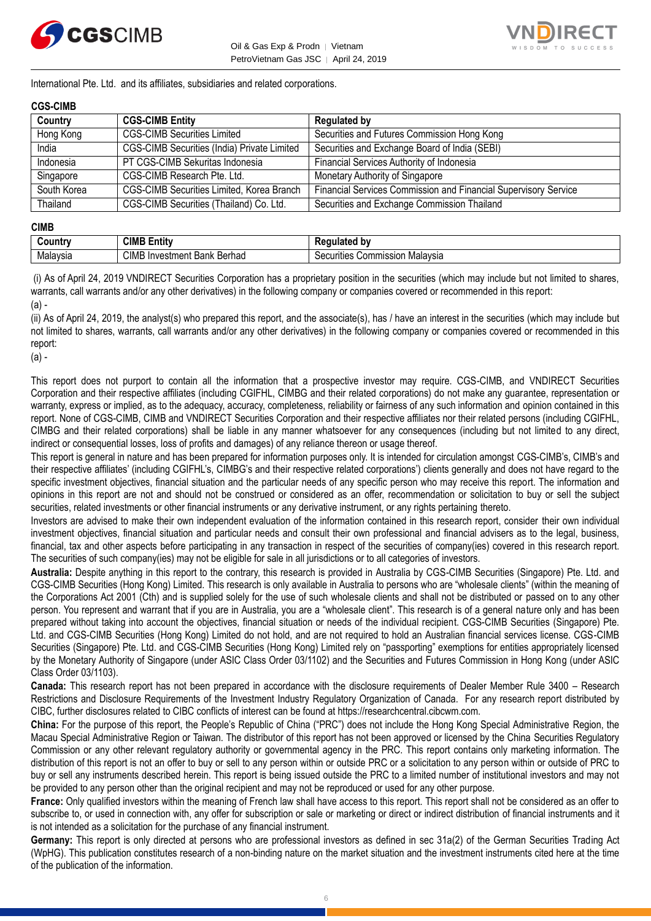International Pte. Ltd. and its affiliates, subsidiaries and related corporations.

**CGS-CIMB**

| Country | CGS-CIMB Entity | Regulated by |
|---|---|---|
| Hong Kong | CGS-CIMB Securities Limited | Securities and Futures Commission Hong Kong |
| India | CGS-CIMB Securities (India) Private Limited | Securities and Exchange Board of India (SEBI) |
| Indonesia | PT CGS-CIMB Sekuritas Indonesia | Financial Services Authority of Indonesia |
| Singapore | CGS-CIMB Research Pte. Ltd. | Monetary Authority of Singapore |
| South Korea | CGS-CIMB Securities Limited, Korea Branch | Financial Services Commission and Financial Supervisory Service |
| Thailand | CGS-CIMB Securities (Thailand) Co. Ltd. | Securities and Exchange Commission Thailand |

**CIMB**

| Country | CIMB Entity | Regulated by |
|---|---|---|
| Malaysia | CIMB Investment Bank Berhad | Securities Commission Malaysia |

(i) As of April 24, 2019 VNDIRECT Securities Corporation has a proprietary position in the securities (which may include but not limited to shares, warrants, call warrants and/or any other derivatives) in the following company or companies covered or recommended in this report:

(a) -

(ii) As of April 24, 2019, the analyst(s) who prepared this report, and the associate(s), has / have an interest in the securities (which may include but not limited to shares, warrants, call warrants and/or any other derivatives) in the following company or companies covered or recommended in this report:

(a) -

This report does not purport to contain all the information that a prospective investor may require. CGS-CIMB, and VNDIRECT Securities Corporation and their respective affiliates (including CGIFHL, CIMBG and their related corporations) do not make any guarantee, representation or warranty, express or implied, as to the adequacy, accuracy, completeness, reliability or fairness of any such information and opinion contained in this report. None of CGS-CIMB, CIMB and VNDIRECT Securities Corporation and their respective affiliates nor their related persons (including CGIFHL, CIMBG and their related corporations) shall be liable in any manner whatsoever for any consequences (including but not limited to any direct, indirect or consequential losses, loss of profits and damages) of any reliance thereon or usage thereof.

This report is general in nature and has been prepared for information purposes only. It is intended for circulation amongst CGS-CIMB's, CIMB's and their respective affiliates' (including CGIFHL's, CIMBG's and their respective related corporations') clients generally and does not have regard to the specific investment objectives, financial situation and the particular needs of any specific person who may receive this report. The information and opinions in this report are not and should not be construed or considered as an offer, recommendation or solicitation to buy or sell the subject securities, related investments or other financial instruments or any derivative instrument, or any rights pertaining thereto.

Investors are advised to make their own independent evaluation of the information contained in this research report, consider their own individual investment objectives, financial situation and particular needs and consult their own professional and financial advisers as to the legal, business, financial, tax and other aspects before participating in any transaction in respect of the securities of company(ies) covered in this research report. The securities of such company(ies) may not be eligible for sale in all jurisdictions or to all categories of investors.

**Australia:** Despite anything in this report to the contrary, this research is provided in Australia by CGS-CIMB Securities (Singapore) Pte. Ltd. and CGS-CIMB Securities (Hong Kong) Limited. This research is only available in Australia to persons who are "wholesale clients" (within the meaning of the Corporations Act 2001 (Cth) and is supplied solely for the use of such wholesale clients and shall not be distributed or passed on to any other person. You represent and warrant that if you are in Australia, you are a "wholesale client". This research is of a general nature only and has been prepared without taking into account the objectives, financial situation or needs of the individual recipient. CGS-CIMB Securities (Singapore) Pte. Ltd. and CGS-CIMB Securities (Hong Kong) Limited do not hold, and are not required to hold an Australian financial services license. CGS-CIMB Securities (Singapore) Pte. Ltd. and CGS-CIMB Securities (Hong Kong) Limited rely on "passporting" exemptions for entities appropriately licensed by the Monetary Authority of Singapore (under ASIC Class Order 03/1102) and the Securities and Futures Commission in Hong Kong (under ASIC Class Order 03/1103).

**Canada:** This research report has not been prepared in accordance with the disclosure requirements of Dealer Member Rule 3400 – Research Restrictions and Disclosure Requirements of the Investment Industry Regulatory Organization of Canada. For any research report distributed by CIBC, further disclosures related to CIBC conflicts of interest can be found at https://researchcentral.cibcwm.com.

**China:** For the purpose of this report, the People's Republic of China ("PRC") does not include the Hong Kong Special Administrative Region, the Macau Special Administrative Region or Taiwan. The distributor of this report has not been approved or licensed by the China Securities Regulatory Commission or any other relevant regulatory authority or governmental agency in the PRC. This report contains only marketing information. The distribution of this report is not an offer to buy or sell to any person within or outside PRC or a solicitation to any person within or outside of PRC to buy or sell any instruments described herein. This report is being issued outside the PRC to a limited number of institutional investors and may not be provided to any person other than the original recipient and may not be reproduced or used for any other purpose.

**France:** Only qualified investors within the meaning of French law shall have access to this report. This report shall not be considered as an offer to subscribe to, or used in connection with, any offer for subscription or sale or marketing or direct or indirect distribution of financial instruments and it is not intended as a solicitation for the purchase of any financial instrument.

**Germany:** This report is only directed at persons who are professional investors as defined in sec 31a(2) of the German Securities Trading Act (WpHG). This publication constitutes research of a non-binding nature on the market situation and the investment instruments cited here at the time of the publication of the information.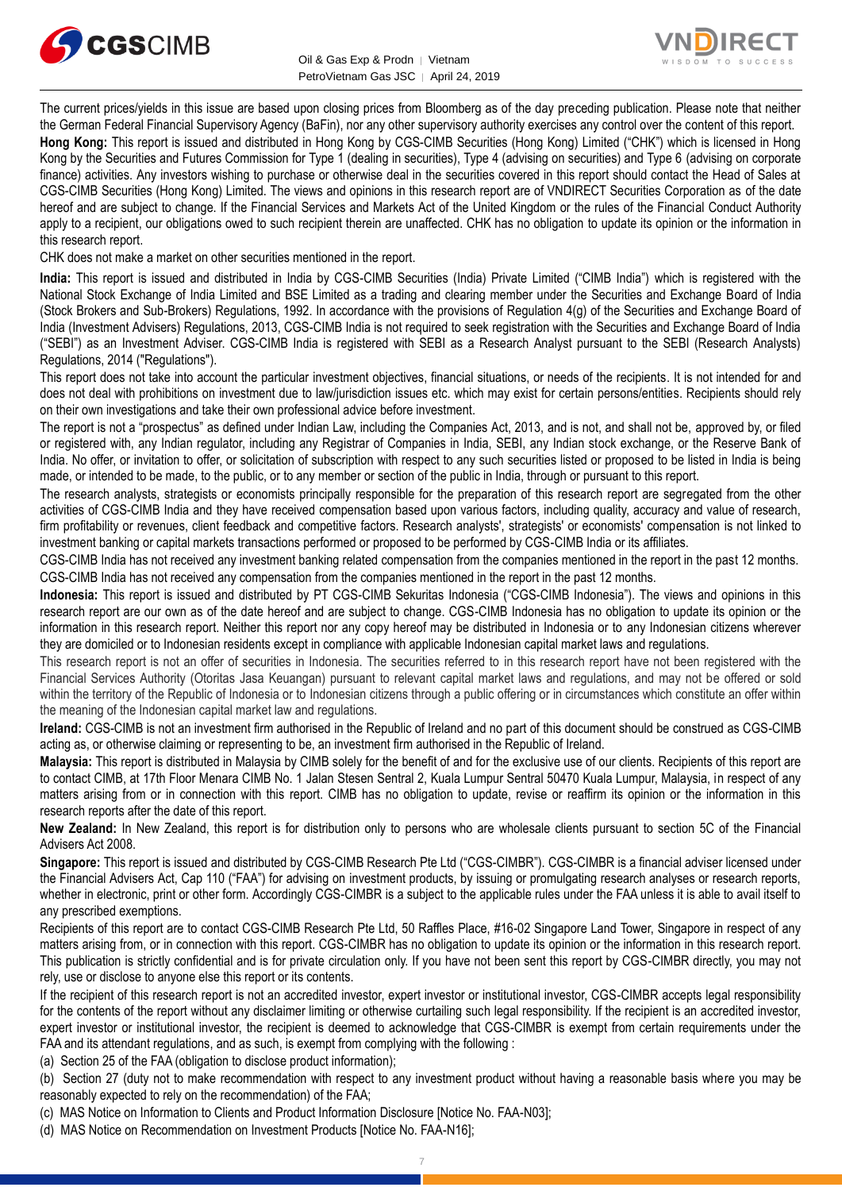The current prices/yields in this issue are based upon closing prices from Bloomberg as of the day preceding publication. Please note that neither the German Federal Financial Supervisory Agency (BaFin), nor any other supervisory authority exercises any control over the content of this report.

**Hong Kong:** This report is issued and distributed in Hong Kong by CGS-CIMB Securities (Hong Kong) Limited ("CHK") which is licensed in Hong Kong by the Securities and Futures Commission for Type 1 (dealing in securities), Type 4 (advising on securities) and Type 6 (advising on corporate finance) activities. Any investors wishing to purchase or otherwise deal in the securities covered in this report should contact the Head of Sales at CGS-CIMB Securities (Hong Kong) Limited. The views and opinions in this research report are of VNDIRECT Securities Corporation as of the date hereof and are subject to change. If the Financial Services and Markets Act of the United Kingdom or the rules of the Financial Conduct Authority apply to a recipient, our obligations owed to such recipient therein are unaffected. CHK has no obligation to update its opinion or the information in this research report.

CHK does not make a market on other securities mentioned in the report.

**India:** This report is issued and distributed in India by CGS-CIMB Securities (India) Private Limited ("CIMB India") which is registered with the National Stock Exchange of India Limited and BSE Limited as a trading and clearing member under the Securities and Exchange Board of India (Stock Brokers and Sub-Brokers) Regulations, 1992. In accordance with the provisions of Regulation 4(g) of the Securities and Exchange Board of India (Investment Advisers) Regulations, 2013, CGS-CIMB India is not required to seek registration with the Securities and Exchange Board of India ("SEBI") as an Investment Adviser. CGS-CIMB India is registered with SEBI as a Research Analyst pursuant to the SEBI (Research Analysts) Regulations, 2014 ("Regulations").

This report does not take into account the particular investment objectives, financial situations, or needs of the recipients. It is not intended for and does not deal with prohibitions on investment due to law/jurisdiction issues etc. which may exist for certain persons/entities. Recipients should rely on their own investigations and take their own professional advice before investment.

The report is not a "prospectus" as defined under Indian Law, including the Companies Act, 2013, and is not, and shall not be, approved by, or filed or registered with, any Indian regulator, including any Registrar of Companies in India, SEBI, any Indian stock exchange, or the Reserve Bank of India. No offer, or invitation to offer, or solicitation of subscription with respect to any such securities listed or proposed to be listed in India is being made, or intended to be made, to the public, or to any member or section of the public in India, through or pursuant to this report.

The research analysts, strategists or economists principally responsible for the preparation of this research report are segregated from the other activities of CGS-CIMB India and they have received compensation based upon various factors, including quality, accuracy and value of research, firm profitability or revenues, client feedback and competitive factors. Research analysts', strategists' or economists' compensation is not linked to investment banking or capital markets transactions performed or proposed to be performed by CGS-CIMB India or its affiliates.

CGS-CIMB India has not received any investment banking related compensation from the companies mentioned in the report in the past 12 months. CGS-CIMB India has not received any compensation from the companies mentioned in the report in the past 12 months.

**Indonesia:** This report is issued and distributed by PT CGS-CIMB Sekuritas Indonesia ("CGS-CIMB Indonesia"). The views and opinions in this research report are our own as of the date hereof and are subject to change. CGS-CIMB Indonesia has no obligation to update its opinion or the information in this research report. Neither this report nor any copy hereof may be distributed in Indonesia or to any Indonesian citizens wherever they are domiciled or to Indonesian residents except in compliance with applicable Indonesian capital market laws and regulations.

This research report is not an offer of securities in Indonesia. The securities referred to in this research report have not been registered with the Financial Services Authority (Otoritas Jasa Keuangan) pursuant to relevant capital market laws and regulations, and may not be offered or sold within the territory of the Republic of Indonesia or to Indonesian citizens through a public offering or in circumstances which constitute an offer within the meaning of the Indonesian capital market law and regulations.

**Ireland:** CGS-CIMB is not an investment firm authorised in the Republic of Ireland and no part of this document should be construed as CGS-CIMB acting as, or otherwise claiming or representing to be, an investment firm authorised in the Republic of Ireland.

**Malaysia:** This report is distributed in Malaysia by CIMB solely for the benefit of and for the exclusive use of our clients. Recipients of this report are to contact CIMB, at 17th Floor Menara CIMB No. 1 Jalan Stesen Sentral 2, Kuala Lumpur Sentral 50470 Kuala Lumpur, Malaysia, in respect of any matters arising from or in connection with this report. CIMB has no obligation to update, revise or reaffirm its opinion or the information in this research reports after the date of this report.

**New Zealand:** In New Zealand, this report is for distribution only to persons who are wholesale clients pursuant to section 5C of the Financial Advisers Act 2008.

**Singapore:** This report is issued and distributed by CGS-CIMB Research Pte Ltd ("CGS-CIMBR"). CGS-CIMBR is a financial adviser licensed under the Financial Advisers Act, Cap 110 ("FAA") for advising on investment products, by issuing or promulgating research analyses or research reports, whether in electronic, print or other form. Accordingly CGS-CIMBR is a subject to the applicable rules under the FAA unless it is able to avail itself to any prescribed exemptions.

Recipients of this report are to contact CGS-CIMB Research Pte Ltd, 50 Raffles Place, #16-02 Singapore Land Tower, Singapore in respect of any matters arising from, or in connection with this report. CGS-CIMBR has no obligation to update its opinion or the information in this research report. This publication is strictly confidential and is for private circulation only. If you have not been sent this report by CGS-CIMBR directly, you may not rely, use or disclose to anyone else this report or its contents.

If the recipient of this research report is not an accredited investor, expert investor or institutional investor, CGS-CIMBR accepts legal responsibility for the contents of the report without any disclaimer limiting or otherwise curtailing such legal responsibility. If the recipient is an accredited investor, expert investor or institutional investor, the recipient is deemed to acknowledge that CGS-CIMBR is exempt from certain requirements under the FAA and its attendant regulations, and as such, is exempt from complying with the following :

(a) Section 25 of the FAA (obligation to disclose product information);

(b) Section 27 (duty not to make recommendation with respect to any investment product without having a reasonable basis where you may be reasonably expected to rely on the recommendation) of the FAA;

(c) MAS Notice on Information to Clients and Product Information Disclosure [Notice No. FAA-N03];

(d) MAS Notice on Recommendation on Investment Products [Notice No. FAA-N16];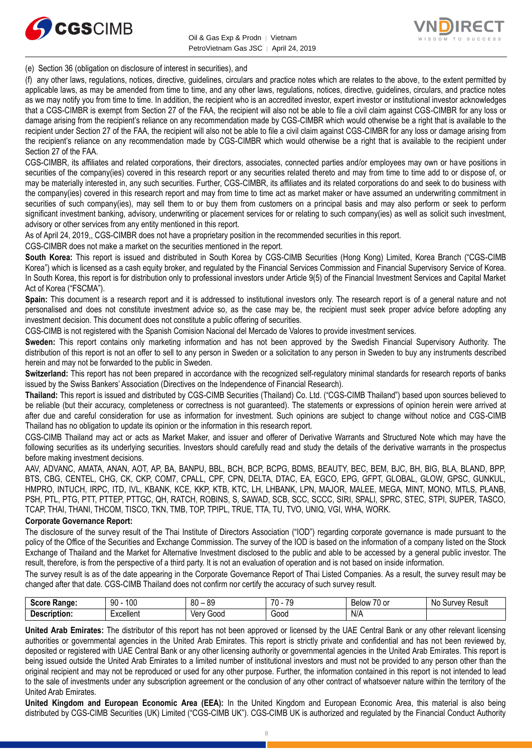(e) Section 36 (obligation on disclosure of interest in securities), and

(f) any other laws, regulations, notices, directive, guidelines, circulars and practice notes which are relates to the above, to the extent permitted by applicable laws, as may be amended from time to time, and any other laws, regulations, notices, directive, guidelines, circulars, and practice notes as we may notify you from time to time. In addition, the recipient who is an accredited investor, expert investor or institutional investor acknowledges that a CGS-CIMBR is exempt from Section 27 of the FAA, the recipient will also not be able to file a civil claim against CGS-CIMBR for any loss or damage arising from the recipient's reliance on any recommendation made by CGS-CIMBR which would otherwise be a right that is available to the recipient under Section 27 of the FAA, the recipient will also not be able to file a civil claim against CGS-CIMBR for any loss or damage arising from the recipient's reliance on any recommendation made by CGS-CIMBR which would otherwise be a right that is available to the recipient under Section 27 of the FAA.

CGS-CIMBR, its affiliates and related corporations, their directors, associates, connected parties and/or employees may own or have positions in securities of the company(ies) covered in this research report or any securities related thereto and may from time to time add to or dispose of, or may be materially interested in, any such securities. Further, CGS-CIMBR, its affiliates and its related corporations do and seek to do business with the company(ies) covered in this research report and may from time to time act as market maker or have assumed an underwriting commitment in securities of such company(ies), may sell them to or buy them from customers on a principal basis and may also perform or seek to perform significant investment banking, advisory, underwriting or placement services for or relating to such company(ies) as well as solicit such investment, advisory or other services from any entity mentioned in this report.

As of April 24, 2019,, CGS-CIMBR does not have a proprietary position in the recommended securities in this report.

CGS-CIMBR does not make a market on the securities mentioned in the report.

**South Korea:** This report is issued and distributed in South Korea by CGS-CIMB Securities (Hong Kong) Limited, Korea Branch ("CGS-CIMB Korea") which is licensed as a cash equity broker, and regulated by the Financial Services Commission and Financial Supervisory Service of Korea. In South Korea, this report is for distribution only to professional investors under Article 9(5) of the Financial Investment Services and Capital Market Act of Korea ("FSCMA").

**Spain:** This document is a research report and it is addressed to institutional investors only. The research report is of a general nature and not personalised and does not constitute investment advice so, as the case may be, the recipient must seek proper advice before adopting any investment decision. This document does not constitute a public offering of securities.

CGS-CIMB is not registered with the Spanish Comision Nacional del Mercado de Valores to provide investment services.

**Sweden:** This report contains only marketing information and has not been approved by the Swedish Financial Supervisory Authority. The distribution of this report is not an offer to sell to any person in Sweden or a solicitation to any person in Sweden to buy any instruments described herein and may not be forwarded to the public in Sweden.

**Switzerland:** This report has not been prepared in accordance with the recognized self-regulatory minimal standards for research reports of banks issued by the Swiss Bankers' Association (Directives on the Independence of Financial Research).

**Thailand:** This report is issued and distributed by CGS-CIMB Securities (Thailand) Co. Ltd. ("CGS-CIMB Thailand") based upon sources believed to be reliable (but their accuracy, completeness or correctness is not guaranteed). The statements or expressions of opinion herein were arrived at after due and careful consideration for use as information for investment. Such opinions are subject to change without notice and CGS-CIMB Thailand has no obligation to update its opinion or the information in this research report.

CGS-CIMB Thailand may act or acts as Market Maker, and issuer and offerer of Derivative Warrants and Structured Note which may have the following securities as its underlying securities. Investors should carefully read and study the details of the derivative warrants in the prospectus before making investment decisions.

AAV, ADVANC, AMATA, ANAN, AOT, AP, BA, BANPU, BBL, BCH, BCP, BCPG, BDMS, BEAUTY, BEC, BEM, BJC, BH, BIG, BLA, BLAND, BPP, BTS, CBG, CENTEL, CHG, CK, CKP, COM7, CPALL, CPF, CPN, DELTA, DTAC, EA, EGCO, EPG, GFPT, GLOBAL, GLOW, GPSC, GUNKUL, HMPRO, INTUCH, IRPC, ITD, IVL, KBANK, KCE, KKP, KTB, KTC, LH, LHBANK, LPN, MAJOR, MALEE, MEGA, MINT, MONO, MTLS, PLANB, PSH, PTL, PTG, PTT, PTTEP, PTTGC, QH, RATCH, ROBINS, S, SAWAD, SCB, SCC, SCCC, SIRI, SPALI, SPRC, STEC, STPI, SUPER, TASCO, TCAP, THAI, THANI, THCOM, TISCO, TKN, TMB, TOP, TPIPL, TRUE, TTA, TU, TVO, UNIQ, VGI, WHA, WORK.

**Corporate Governance Report:**

The disclosure of the survey result of the Thai Institute of Directors Association ("IOD") regarding corporate governance is made pursuant to the policy of the Office of the Securities and Exchange Commission. The survey of the IOD is based on the information of a company listed on the Stock Exchange of Thailand and the Market for Alternative Investment disclosed to the public and able to be accessed by a general public investor. The result, therefore, is from the perspective of a third party. It is not an evaluation of operation and is not based on inside information.

The survey result is as of the date appearing in the Corporate Governance Report of Thai Listed Companies. As a result, the survey result may be changed after that date. CGS-CIMB Thailand does not confirm nor certify the accuracy of such survey result.

| **Score Range:** | 90 - 100 | 80 – 89 | 70 - 79 | Below 70 or | No Survey Result |
|---|---|---|---|---|---|
| **Description:** | Excellent | Very Good | Good | N/A | |

**United Arab Emirates:** The distributor of this report has not been approved or licensed by the UAE Central Bank or any other relevant licensing authorities or governmental agencies in the United Arab Emirates. This report is strictly private and confidential and has not been reviewed by, deposited or registered with UAE Central Bank or any other licensing authority or governmental agencies in the United Arab Emirates. This report is being issued outside the United Arab Emirates to a limited number of institutional investors and must not be provided to any person other than the original recipient and may not be reproduced or used for any other purpose. Further, the information contained in this report is not intended to lead to the sale of investments under any subscription agreement or the conclusion of any other contract of whatsoever nature within the territory of the United Arab Emirates.

**United Kingdom and European Economic Area (EEA):** In the United Kingdom and European Economic Area, this material is also being distributed by CGS-CIMB Securities (UK) Limited ("CGS-CIMB UK"). CGS-CIMB UK is authorized and regulated by the Financial Conduct Authority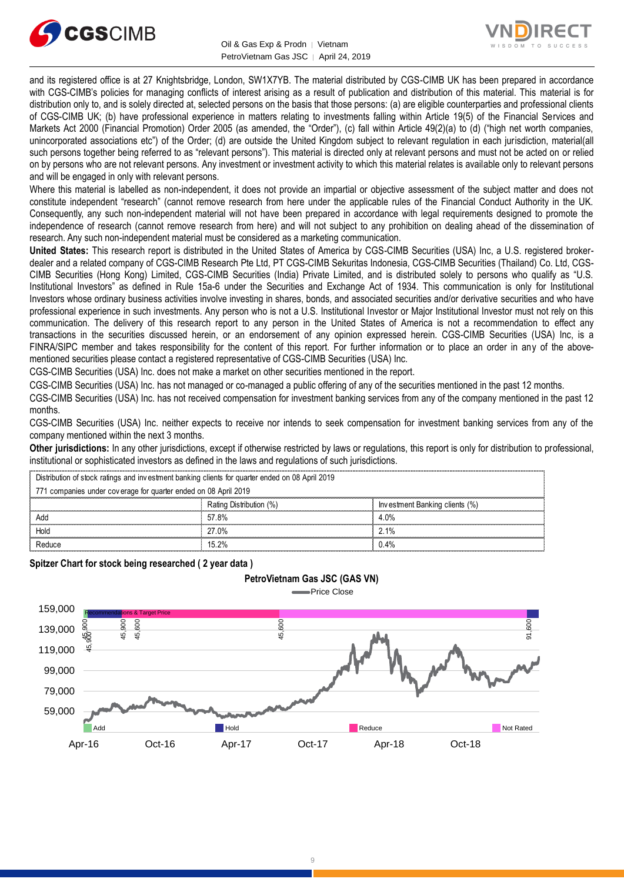and its registered office is at 27 Knightsbridge, London, SW1X7YB. The material distributed by CGS-CIMB UK has been prepared in accordance with CGS-CIMB's policies for managing conflicts of interest arising as a result of publication and distribution of this material. This material is for distribution only to, and is solely directed at, selected persons on the basis that those persons: (a) are eligible counterparties and professional clients of CGS-CIMB UK; (b) have professional experience in matters relating to investments falling within Article 19(5) of the Financial Services and Markets Act 2000 (Financial Promotion) Order 2005 (as amended, the "Order"), (c) fall within Article 49(2)(a) to (d) ("high net worth companies, unincorporated associations etc") of the Order; (d) are outside the United Kingdom subject to relevant regulation in each jurisdiction, material(all such persons together being referred to as "relevant persons"). This material is directed only at relevant persons and must not be acted on or relied on by persons who are not relevant persons. Any investment or investment activity to which this material relates is available only to relevant persons and will be engaged in only with relevant persons.

Where this material is labelled as non-independent, it does not provide an impartial or objective assessment of the subject matter and does not constitute independent "research" (cannot remove research from here under the applicable rules of the Financial Conduct Authority in the UK. Consequently, any such non-independent material will not have been prepared in accordance with legal requirements designed to promote the independence of research (cannot remove research from here) and will not subject to any prohibition on dealing ahead of the dissemination of research. Any such non-independent material must be considered as a marketing communication.

**United States:** This research report is distributed in the United States of America by CGS-CIMB Securities (USA) Inc, a U.S. registered broker-dealer and a related company of CGS-CIMB Research Pte Ltd, PT CGS-CIMB Sekuritas Indonesia, CGS-CIMB Securities (Thailand) Co. Ltd, CGS-CIMB Securities (Hong Kong) Limited, CGS-CIMB Securities (India) Private Limited, and is distributed solely to persons who qualify as "U.S. Institutional Investors" as defined in Rule 15a-6 under the Securities and Exchange Act of 1934. This communication is only for Institutional Investors whose ordinary business activities involve investing in shares, bonds, and associated securities and/or derivative securities and who have professional experience in such investments. Any person who is not a U.S. Institutional Investor or Major Institutional Investor must not rely on this communication. The delivery of this research report to any person in the United States of America is not a recommendation to effect any transactions in the securities discussed herein, or an endorsement of any opinion expressed herein. CGS-CIMB Securities (USA) Inc, is a FINRA/SIPC member and takes responsibility for the content of this report. For further information or to place an order in any of the above-mentioned securities please contact a registered representative of CGS-CIMB Securities (USA) Inc.

CGS-CIMB Securities (USA) Inc. does not make a market on other securities mentioned in the report.

CGS-CIMB Securities (USA) Inc. has not managed or co-managed a public offering of any of the securities mentioned in the past 12 months.

CGS-CIMB Securities (USA) Inc. has not received compensation for investment banking services from any of the company mentioned in the past 12 months.

CGS-CIMB Securities (USA) Inc. neither expects to receive nor intends to seek compensation for investment banking services from any of the company mentioned within the next 3 months.

**Other jurisdictions:** In any other jurisdictions, except if otherwise restricted by laws or regulations, this report is only for distribution to professional, institutional or sophisticated investors as defined in the laws and regulations of such jurisdictions.

| Distribution of stock ratings and investment banking clients for quarter ended on 08 April 2019 | | |
|---|---|---|
| 771 companies under coverage for quarter ended on 08 April 2019 | | |
| | Rating Distribution (%) | Investment Banking clients (%) |
| Add | 57.8% | 4.0% |
| Hold | 27.0% | 2.1% |
| Reduce | 15.2% | 0.4% |

**Spitzer Chart for stock being researched ( 2 year data )**

**PetroVietnam Gas JSC (GAS VN)**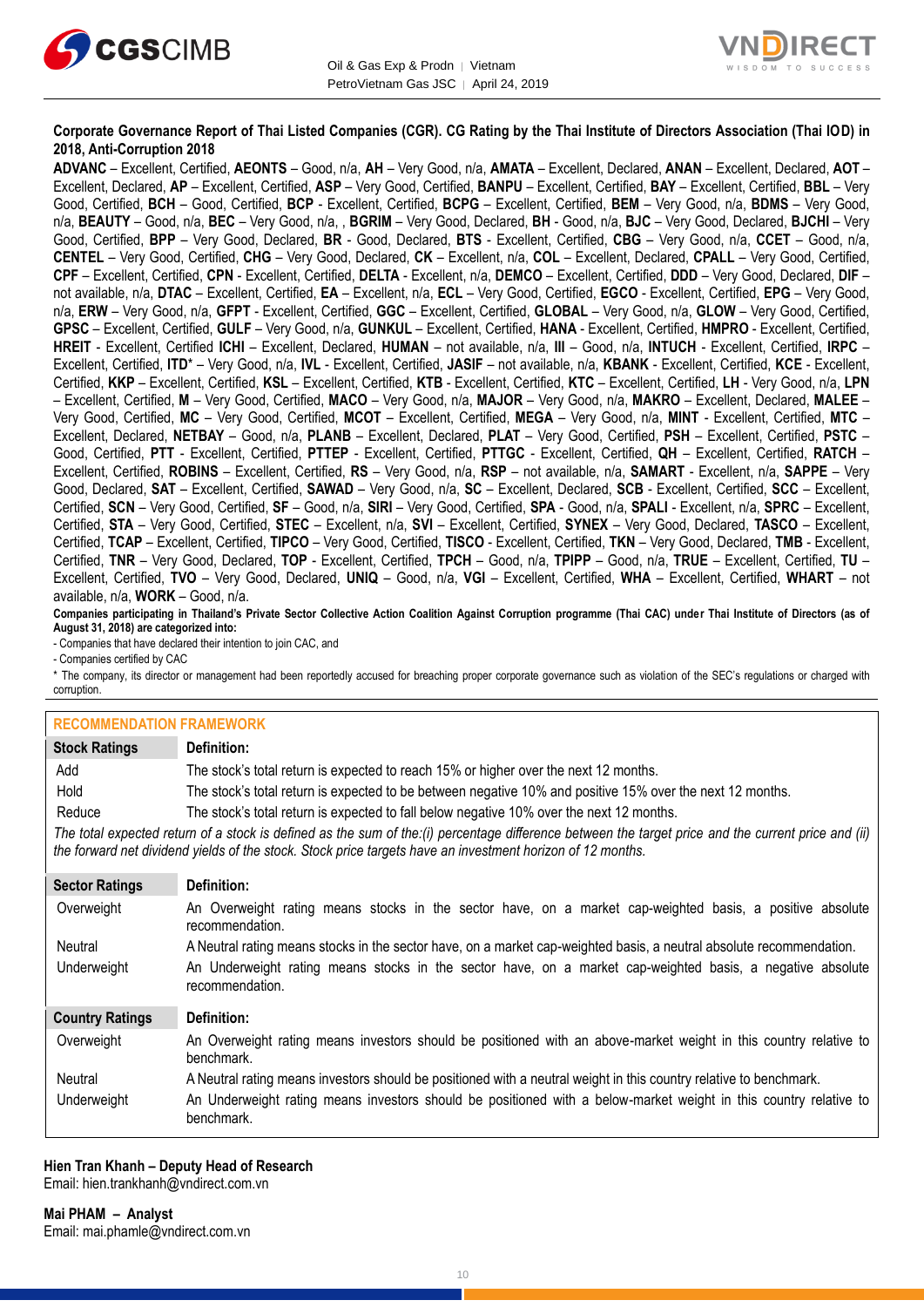**Corporate Governance Report of Thai Listed Companies (CGR). CG Rating by the Thai Institute of Directors Association (Thai IOD) in 2018, Anti-Corruption 2018**

**ADVANC** – Excellent, Certified, **AEONTS** – Good, n/a, **AH** – Very Good, n/a, **AMATA** – Excellent, Declared, **ANAN** – Excellent, Declared, **AOT** – Excellent, Declared, **AP** – Excellent, Certified, **ASP** – Very Good, Certified, **BANPU** – Excellent, Certified, **BAY** – Excellent, Certified, **BBL** – Very Good, Certified, **BCH** – Good, Certified, **BCP** - Excellent, Certified, **BCPG** – Excellent, Certified, **BEM** – Very Good, n/a, **BDMS** – Very Good, n/a, **BEAUTY** – Good, n/a, **BEC** – Very Good, n/a, , **BGRIM** – Very Good, Declared, **BH** - Good, n/a, **BJC** – Very Good, Declared, **BJCHI** – Very Good, Certified, **BPP** – Very Good, Declared, **BR** - Good, Declared, **BTS** - Excellent, Certified, **CBG** – Very Good, n/a, **CCET** – Good, n/a, **CENTEL** – Very Good, Certified, **CHG** – Very Good, Declared, **CK** – Excellent, n/a, **COL** – Excellent, Declared, **CPALL** – Very Good, Certified, **CPF** – Excellent, Certified, **CPN** - Excellent, Certified, **DELTA** - Excellent, n/a, **DEMCO** – Excellent, Certified, **DDD** – Very Good, Declared, **DIF** – not available, n/a, **DTAC** – Excellent, Certified, **EA** – Excellent, n/a, **ECL** – Very Good, Certified, **EGCO** - Excellent, Certified, **EPG** – Very Good, n/a, **ERW** – Very Good, n/a, **GFPT** - Excellent, Certified, **GGC** – Excellent, Certified, **GLOBAL** – Very Good, n/a, **GLOW** – Very Good, Certified, **GPSC** – Excellent, Certified, **GULF** – Very Good, n/a, **GUNKUL** – Excellent, Certified, **HANA** - Excellent, Certified, **HMPRO** - Excellent, Certified, **HREIT** - Excellent, Certified **ICHI** – Excellent, Declared, **HUMAN** – not available, n/a, **III** – Good, n/a, **INTUCH** - Excellent, Certified, **IRPC** – Excellent, Certified, **ITD*** – Very Good, n/a, **IVL** - Excellent, Certified, **JASIF** – not available, n/a, **KBANK** - Excellent, Certified, **KCE** - Excellent, Certified, **KKP** – Excellent, Certified, **KSL** – Excellent, Certified, **KTB** - Excellent, Certified, **KTC** – Excellent, Certified, **LH** - Very Good, n/a, **LPN** – Excellent, Certified, **M** – Very Good, Certified, **MACO** – Very Good, n/a, **MAJOR** – Very Good, n/a, **MAKRO** – Excellent, Declared, **MALEE** – Very Good, Certified, **MC** – Very Good, Certified, **MCOT** – Excellent, Certified, **MEGA** – Very Good, n/a, **MINT** - Excellent, Certified, **MTC** – Excellent, Declared, **NETBAY** – Good, n/a, **PLANB** – Excellent, Declared, **PLAT** – Very Good, Certified, **PSH** – Excellent, Certified, **PSTC** – Good, Certified, **PTT** - Excellent, Certified, **PTTEP** - Excellent, Certified, **PTTGC** - Excellent, Certified, **QH** – Excellent, Certified, **RATCH** – Excellent, Certified, **ROBINS** – Excellent, Certified, **RS** – Very Good, n/a, **RSP** – not available, n/a, **SAMART** - Excellent, n/a, **SAPPE** – Very Good, Declared, **SAT** – Excellent, Certified, **SAWAD** – Very Good, n/a, **SC** – Excellent, Declared, **SCB** - Excellent, Certified, **SCC** – Excellent, Certified, **SCN** – Very Good, Certified, **SF** – Good, n/a, **SIRI** – Very Good, Certified, **SPA** - Good, n/a, **SPALI** - Excellent, n/a, **SPRC** – Excellent, Certified, **STA** – Very Good, Certified, **STEC** – Excellent, n/a, **SVI** – Excellent, Certified, **SYNEX** – Very Good, Declared, **TASCO** – Excellent, Certified, **TCAP** – Excellent, Certified, **TIPCO** – Very Good, Certified, **TISCO** - Excellent, Certified, **TKN** – Very Good, Declared, **TMB** - Excellent, Certified, **TNR** – Very Good, Declared, **TOP** - Excellent, Certified, **TPCH** – Good, n/a, **TPIPP** – Good, n/a, **TRUE** – Excellent, Certified, **TU** – Excellent, Certified, **TVO** – Very Good, Declared, **UNIQ** – Good, n/a, **VGI** – Excellent, Certified, **WHA** – Excellent, Certified, **WHART** – not available, n/a, **WORK** – Good, n/a.

**Companies participating in Thailand's Private Sector Collective Action Coalition Against Corruption programme (Thai CAC) under Thai Institute of Directors (as of August 31, 2018) are categorized into:**

- Companies that have declared their intention to join CAC, and
- Companies certified by CAC

* The company, its director or management had been reportedly accused for breaching proper corporate governance such as violation of the SEC's regulations or charged with corruption.

## RECOMMENDATION FRAMEWORK

| Stock Ratings | Definition: |
|---|---|
| Add | The stock's total return is expected to reach 15% or higher over the next 12 months. |
| Hold | The stock's total return is expected to be between negative 10% and positive 15% over the next 12 months. |
| Reduce | The stock's total return is expected to fall below negative 10% over the next 12 months. |

*The total expected return of a stock is defined as the sum of the:(i) percentage difference between the target price and the current price and (ii) the forward net dividend yields of the stock. Stock price targets have an investment horizon of 12 months.*

| Sector Ratings | Definition: |
|---|---|
| Overweight | An Overweight rating means stocks in the sector have, on a market cap-weighted basis, a positive absolute recommendation. |
| Neutral | A Neutral rating means stocks in the sector have, on a market cap-weighted basis, a neutral absolute recommendation. |
| Underweight | An Underweight rating means stocks in the sector have, on a market cap-weighted basis, a negative absolute recommendation. |

| Country Ratings | Definition: |
|---|---|
| Overweight | An Overweight rating means investors should be positioned with an above-market weight in this country relative to benchmark. |
| Neutral | A Neutral rating means investors should be positioned with a neutral weight in this country relative to benchmark. |
| Underweight | An Underweight rating means investors should be positioned with a below-market weight in this country relative to benchmark. |

**Hien Tran Khanh – Deputy Head of Research**
Email: hien.trankhanh@vndirect.com.vn

**Mai PHAM – Analyst**
Email: mai.phamle@vndirect.com.vn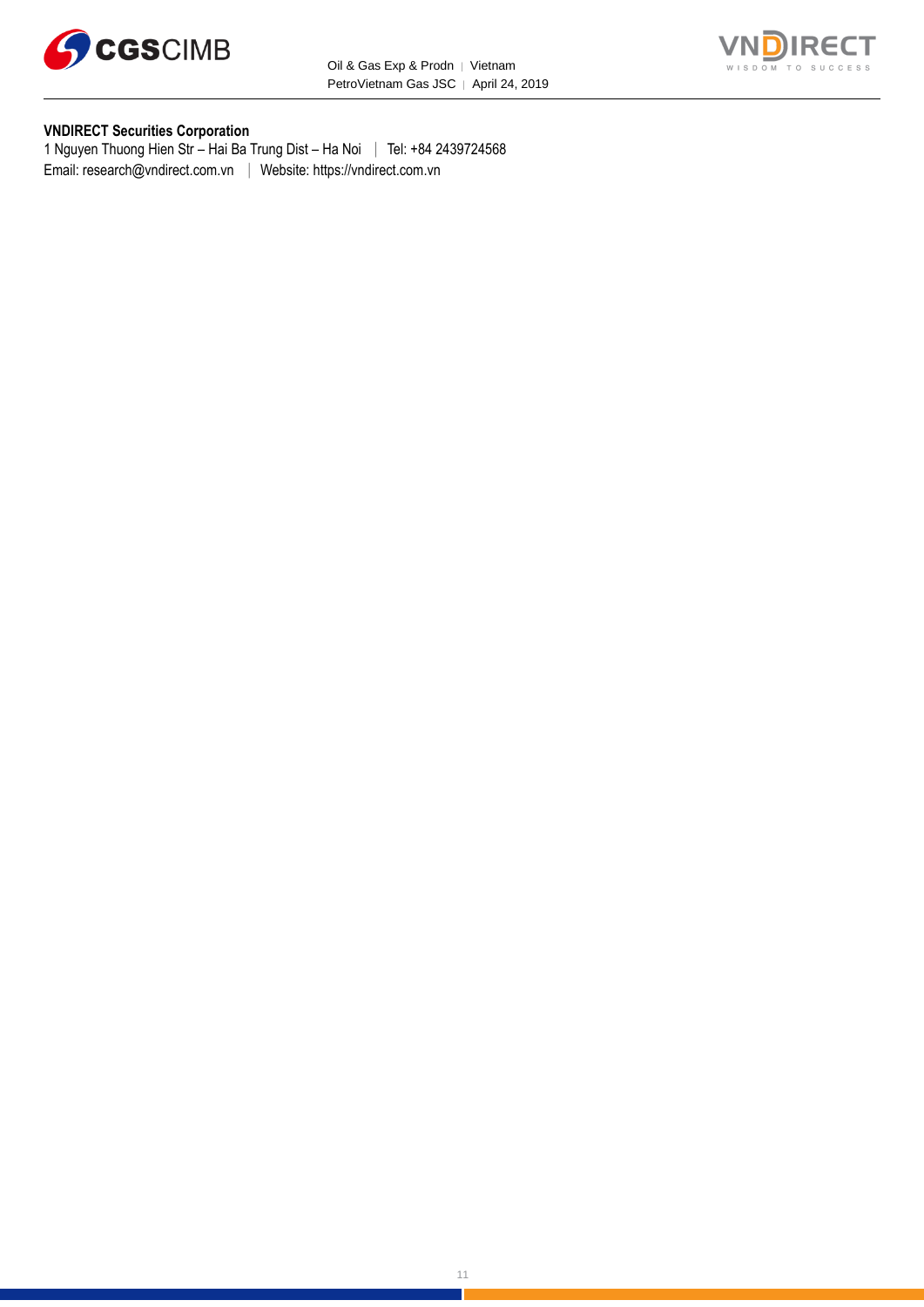**VNDIRECT Securities Corporation**

1 Nguyen Thuong Hien Str – Hai Ba Trung Dist – Ha Noi | Tel: +84 2439724568

Email: research@vndirect.com.vn | Website: https://vndirect.com.vn